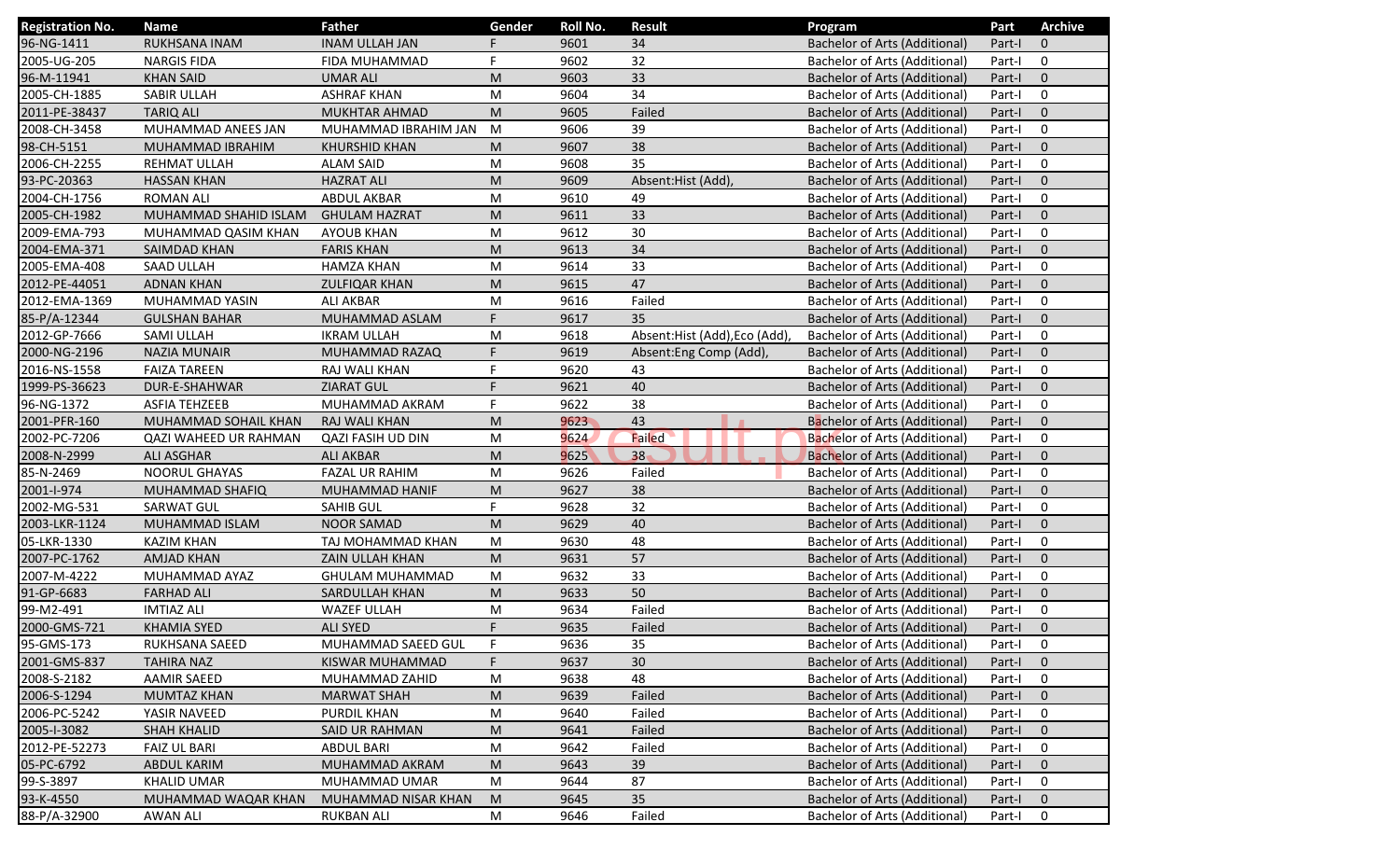| Registration No. | Name | Father | Gender | Roll No. | Result | Program | Part | Archive |
|---|---|---|---|---|---|---|---|---|
| 96-NG-1411 | RUKHSANA INAM | INAM ULLAH JAN | F | 9601 | 34 | Bachelor of Arts (Additional) | Part-I | 0 |
| 2005-UG-205 | NARGIS FIDA | FIDA MUHAMMAD | F | 9602 | 32 | Bachelor of Arts (Additional) | Part-I | 0 |
| 96-M-11941 | KHAN SAID | UMAR ALI | M | 9603 | 33 | Bachelor of Arts (Additional) | Part-I | 0 |
| 2005-CH-1885 | SABIR ULLAH | ASHRAF KHAN | M | 9604 | 34 | Bachelor of Arts (Additional) | Part-I | 0 |
| 2011-PE-38437 | TARIQ ALI | MUKHTAR AHMAD | M | 9605 | Failed | Bachelor of Arts (Additional) | Part-I | 0 |
| 2008-CH-3458 | MUHAMMAD ANEES JAN | MUHAMMAD IBRAHIM JAN | M | 9606 | 39 | Bachelor of Arts (Additional) | Part-I | 0 |
| 98-CH-5151 | MUHAMMAD IBRAHIM | KHURSHID KHAN | M | 9607 | 38 | Bachelor of Arts (Additional) | Part-I | 0 |
| 2006-CH-2255 | REHMAT ULLAH | ALAM SAID | M | 9608 | 35 | Bachelor of Arts (Additional) | Part-I | 0 |
| 93-PC-20363 | HASSAN KHAN | HAZRAT ALI | M | 9609 | Absent:Hist (Add), | Bachelor of Arts (Additional) | Part-I | 0 |
| 2004-CH-1756 | ROMAN ALI | ABDUL AKBAR | M | 9610 | 49 | Bachelor of Arts (Additional) | Part-I | 0 |
| 2005-CH-1982 | MUHAMMAD SHAHID ISLAM | GHULAM HAZRAT | M | 9611 | 33 | Bachelor of Arts (Additional) | Part-I | 0 |
| 2009-EMA-793 | MUHAMMAD QASIM KHAN | AYOUB KHAN | M | 9612 | 30 | Bachelor of Arts (Additional) | Part-I | 0 |
| 2004-EMA-371 | SAIMDAD KHAN | FARIS KHAN | M | 9613 | 34 | Bachelor of Arts (Additional) | Part-I | 0 |
| 2005-EMA-408 | SAAD ULLAH | HAMZA KHAN | M | 9614 | 33 | Bachelor of Arts (Additional) | Part-I | 0 |
| 2012-PE-44051 | ADNAN KHAN | ZULFIQAR KHAN | M | 9615 | 47 | Bachelor of Arts (Additional) | Part-I | 0 |
| 2012-EMA-1369 | MUHAMMAD YASIN | ALI AKBAR | M | 9616 | Failed | Bachelor of Arts (Additional) | Part-I | 0 |
| 85-P/A-12344 | GULSHAN BAHAR | MUHAMMAD ASLAM | F | 9617 | 35 | Bachelor of Arts (Additional) | Part-I | 0 |
| 2012-GP-7666 | SAMI ULLAH | IKRAM ULLAH | M | 9618 | Absent:Hist (Add),Eco (Add), | Bachelor of Arts (Additional) | Part-I | 0 |
| 2000-NG-2196 | NAZIA MUNAIR | MUHAMMAD RAZAQ | F | 9619 | Absent:Eng Comp (Add), | Bachelor of Arts (Additional) | Part-I | 0 |
| 2016-NS-1558 | FAIZA TAREEN | RAJ WALI KHAN | F | 9620 | 43 | Bachelor of Arts (Additional) | Part-I | 0 |
| 1999-PS-36623 | DUR-E-SHAHWAR | ZIARAT GUL | F | 9621 | 40 | Bachelor of Arts (Additional) | Part-I | 0 |
| 96-NG-1372 | ASFIA TEHZEEB | MUHAMMAD AKRAM | F | 9622 | 38 | Bachelor of Arts (Additional) | Part-I | 0 |
| 2001-PFR-160 | MUHAMMAD SOHAIL KHAN | RAJ WALI KHAN | M | 9623 | 43 | Bachelor of Arts (Additional) | Part-I | 0 |
| 2002-PC-7206 | QAZI WAHEED UR RAHMAN | QAZI FASIH UD DIN | M | 9624 | Failed | Bachelor of Arts (Additional) | Part-I | 0 |
| 2008-N-2999 | ALI ASGHAR | ALI AKBAR | M | 9625 | 38 | Bachelor of Arts (Additional) | Part-I | 0 |
| 85-N-2469 | NOORUL GHAYAS | FAZAL UR RAHIM | M | 9626 | Failed | Bachelor of Arts (Additional) | Part-I | 0 |
| 2001-I-974 | MUHAMMAD SHAFIQ | MUHAMMAD HANIF | M | 9627 | 38 | Bachelor of Arts (Additional) | Part-I | 0 |
| 2002-MG-531 | SARWAT GUL | SAHIB GUL | F | 9628 | 32 | Bachelor of Arts (Additional) | Part-I | 0 |
| 2003-LKR-1124 | MUHAMMAD ISLAM | NOOR SAMAD | M | 9629 | 40 | Bachelor of Arts (Additional) | Part-I | 0 |
| 05-LKR-1330 | KAZIM KHAN | TAJ MOHAMMAD KHAN | M | 9630 | 48 | Bachelor of Arts (Additional) | Part-I | 0 |
| 2007-PC-1762 | AMJAD KHAN | ZAIN ULLAH KHAN | M | 9631 | 57 | Bachelor of Arts (Additional) | Part-I | 0 |
| 2007-M-4222 | MUHAMMAD AYAZ | GHULAM MUHAMMAD | M | 9632 | 33 | Bachelor of Arts (Additional) | Part-I | 0 |
| 91-GP-6683 | FARHAD ALI | SARDULLAH KHAN | M | 9633 | 50 | Bachelor of Arts (Additional) | Part-I | 0 |
| 99-M2-491 | IMTIAZ ALI | WAZEF ULLAH | M | 9634 | Failed | Bachelor of Arts (Additional) | Part-I | 0 |
| 2000-GMS-721 | KHAMIA SYED | ALI SYED | F | 9635 | Failed | Bachelor of Arts (Additional) | Part-I | 0 |
| 95-GMS-173 | RUKHSANA SAEED | MUHAMMAD SAEED GUL | F | 9636 | 35 | Bachelor of Arts (Additional) | Part-I | 0 |
| 2001-GMS-837 | TAHIRA NAZ | KISWAR MUHAMMAD | F | 9637 | 30 | Bachelor of Arts (Additional) | Part-I | 0 |
| 2008-S-2182 | AAMIR SAEED | MUHAMMAD ZAHID | M | 9638 | 48 | Bachelor of Arts (Additional) | Part-I | 0 |
| 2006-S-1294 | MUMTAZ KHAN | MARWAT SHAH | M | 9639 | Failed | Bachelor of Arts (Additional) | Part-I | 0 |
| 2006-PC-5242 | YASIR NAVEED | PURDIL KHAN | M | 9640 | Failed | Bachelor of Arts (Additional) | Part-I | 0 |
| 2005-I-3082 | SHAH KHALID | SAID UR RAHMAN | M | 9641 | Failed | Bachelor of Arts (Additional) | Part-I | 0 |
| 2012-PE-52273 | FAIZ UL BARI | ABDUL BARI | M | 9642 | Failed | Bachelor of Arts (Additional) | Part-I | 0 |
| 05-PC-6792 | ABDUL KARIM | MUHAMMAD AKRAM | M | 9643 | 39 | Bachelor of Arts (Additional) | Part-I | 0 |
| 99-S-3897 | KHALID UMAR | MUHAMMAD UMAR | M | 9644 | 87 | Bachelor of Arts (Additional) | Part-I | 0 |
| 93-K-4550 | MUHAMMAD WAQAR KHAN | MUHAMMAD NISAR KHAN | M | 9645 | 35 | Bachelor of Arts (Additional) | Part-I | 0 |
| 88-P/A-32900 | AWAN ALI | RUKBAN ALI | M | 9646 | Failed | Bachelor of Arts (Additional) | Part-I | 0 |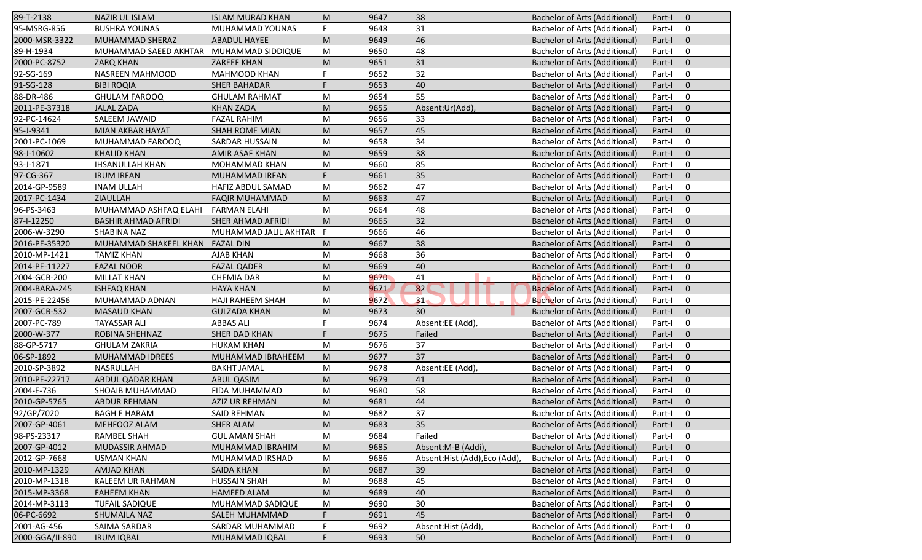| | | | | | | | | |
|---|---|---|---|---|---|---|---|---|
| 89-T-2138 | NAZIR UL ISLAM | ISLAM MURAD KHAN | M | 9647 | 38 | Bachelor of Arts (Additional) | Part-I | 0 |
| 95-MSRG-856 | BUSHRA YOUNAS | MUHAMMAD YOUNAS | F | 9648 | 31 | Bachelor of Arts (Additional) | Part-I | 0 |
| 2000-MSR-3322 | MUHAMMAD SHERAZ | ABADUL HAYEE | M | 9649 | 46 | Bachelor of Arts (Additional) | Part-I | 0 |
| 89-H-1934 | MUHAMMAD SAEED AKHTAR | MUHAMMAD SIDDIQUE | M | 9650 | 48 | Bachelor of Arts (Additional) | Part-I | 0 |
| 2000-PC-8752 | ZARQ KHAN | ZAREEF KHAN | M | 9651 | 31 | Bachelor of Arts (Additional) | Part-I | 0 |
| 92-SG-169 | NASREEN MAHMOOD | MAHMOOD KHAN | F | 9652 | 32 | Bachelor of Arts (Additional) | Part-I | 0 |
| 91-SG-128 | BIBI ROQIA | SHER BAHADAR | F | 9653 | 40 | Bachelor of Arts (Additional) | Part-I | 0 |
| 88-DR-486 | GHULAM FAROOQ | GHULAM RAHMAT | M | 9654 | 55 | Bachelor of Arts (Additional) | Part-I | 0 |
| 2011-PE-37318 | JALAL ZADA | KHAN ZADA | M | 9655 | Absent:Ur(Add), | Bachelor of Arts (Additional) | Part-I | 0 |
| 92-PC-14624 | SALEEM JAWAID | FAZAL RAHIM | M | 9656 | 33 | Bachelor of Arts (Additional) | Part-I | 0 |
| 95-J-9341 | MIAN AKBAR HAYAT | SHAH ROME MIAN | M | 9657 | 45 | Bachelor of Arts (Additional) | Part-I | 0 |
| 2001-PC-1069 | MUHAMMAD FAROOQ | SARDAR HUSSAIN | M | 9658 | 34 | Bachelor of Arts (Additional) | Part-I | 0 |
| 98-J-10602 | KHALID KHAN | AMIR ASAF KHAN | M | 9659 | 38 | Bachelor of Arts (Additional) | Part-I | 0 |
| 93-J-1871 | IHSANULLAH KHAN | MOHAMMAD KHAN | M | 9660 | 85 | Bachelor of Arts (Additional) | Part-I | 0 |
| 97-CG-367 | IRUM IRFAN | MUHAMMAD IRFAN | F | 9661 | 35 | Bachelor of Arts (Additional) | Part-I | 0 |
| 2014-GP-9589 | INAM ULLAH | HAFIZ ABDUL SAMAD | M | 9662 | 47 | Bachelor of Arts (Additional) | Part-I | 0 |
| 2017-PC-1434 | ZIAULLAH | FAQIR MUHAMMAD | M | 9663 | 47 | Bachelor of Arts (Additional) | Part-I | 0 |
| 96-PS-3463 | MUHAMMAD ASHFAQ ELAHI | FARMAN ELAHI | M | 9664 | 48 | Bachelor of Arts (Additional) | Part-I | 0 |
| 87-I-12250 | BASHIR AHMAD AFRIDI | SHER AHMAD AFRIDI | M | 9665 | 32 | Bachelor of Arts (Additional) | Part-I | 0 |
| 2006-W-3290 | SHABINA NAZ | MUHAMMAD JALIL AKHTAR | F | 9666 | 46 | Bachelor of Arts (Additional) | Part-I | 0 |
| 2016-PE-35320 | MUHAMMAD SHAKEEL KHAN | FAZAL DIN | M | 9667 | 38 | Bachelor of Arts (Additional) | Part-I | 0 |
| 2010-MP-1421 | TAMIZ KHAN | AJAB KHAN | M | 9668 | 36 | Bachelor of Arts (Additional) | Part-I | 0 |
| 2014-PE-11227 | FAZAL NOOR | FAZAL QADER | M | 9669 | 40 | Bachelor of Arts (Additional) | Part-I | 0 |
| 2004-GCB-200 | MILLAT KHAN | CHEMIA DAR | M | 9670 | 41 | Bachelor of Arts (Additional) | Part-I | 0 |
| 2004-BARA-245 | ISHFAQ KHAN | HAYA KHAN | M | 9671 | 82 | Bachelor of Arts (Additional) | Part-I | 0 |
| 2015-PE-22456 | MUHAMMAD ADNAN | HAJI RAHEEM SHAH | M | 9672 | 31 | Bachelor of Arts (Additional) | Part-I | 0 |
| 2007-GCB-532 | MASAUD KHAN | GULZADA KHAN | M | 9673 | 30 | Bachelor of Arts (Additional) | Part-I | 0 |
| 2007-PC-789 | TAYASSAR ALI | ABBAS ALI | F | 9674 | Absent:EE (Add), | Bachelor of Arts (Additional) | Part-I | 0 |
| 2000-W-377 | ROBINA SHEHNAZ | SHER DAD KHAN | F | 9675 | Failed | Bachelor of Arts (Additional) | Part-I | 0 |
| 88-GP-5717 | GHULAM ZAKRIA | HUKAM KHAN | M | 9676 | 37 | Bachelor of Arts (Additional) | Part-I | 0 |
| 06-SP-1892 | MUHAMMAD IDREES | MUHAMMAD IBRAHEEM | M | 9677 | 37 | Bachelor of Arts (Additional) | Part-I | 0 |
| 2010-SP-3892 | NASRULLAH | BAKHT JAMAL | M | 9678 | Absent:EE (Add), | Bachelor of Arts (Additional) | Part-I | 0 |
| 2010-PE-22717 | ABDUL QADAR KHAN | ABUL QASIM | M | 9679 | 41 | Bachelor of Arts (Additional) | Part-I | 0 |
| 2004-E-736 | SHOAIB MUHAMMAD | FIDA MUHAMMAD | M | 9680 | 58 | Bachelor of Arts (Additional) | Part-I | 0 |
| 2010-GP-5765 | ABDUR REHMAN | AZIZ UR REHMAN | M | 9681 | 44 | Bachelor of Arts (Additional) | Part-I | 0 |
| 92/GP/7020 | BAGH E HARAM | SAID REHMAN | M | 9682 | 37 | Bachelor of Arts (Additional) | Part-I | 0 |
| 2007-GP-4061 | MEHFOOZ ALAM | SHER ALAM | M | 9683 | 35 | Bachelor of Arts (Additional) | Part-I | 0 |
| 98-PS-23317 | RAMBEL SHAH | GUL AMAN SHAH | M | 9684 | Failed | Bachelor of Arts (Additional) | Part-I | 0 |
| 2007-GP-4012 | MUDASSIR AHMAD | MUHAMMAD IBRAHIM | M | 9685 | Absent:M-B (Addi), | Bachelor of Arts (Additional) | Part-I | 0 |
| 2012-GP-7668 | USMAN KHAN | MUHAMMAD IRSHAD | M | 9686 | Absent:Hist (Add),Eco (Add), | Bachelor of Arts (Additional) | Part-I | 0 |
| 2010-MP-1329 | AMJAD KHAN | SAIDA KHAN | M | 9687 | 39 | Bachelor of Arts (Additional) | Part-I | 0 |
| 2010-MP-1318 | KALEEM UR RAHMAN | HUSSAIN SHAH | M | 9688 | 45 | Bachelor of Arts (Additional) | Part-I | 0 |
| 2015-MP-3368 | FAHEEM KHAN | HAMEED ALAM | M | 9689 | 40 | Bachelor of Arts (Additional) | Part-I | 0 |
| 2014-MP-3113 | TUFAIL SADIQUE | MUHAMMAD SADIQUE | M | 9690 | 30 | Bachelor of Arts (Additional) | Part-I | 0 |
| 06-PC-6692 | SHUMAILA NAZ | SALEH MUHAMMAD | F | 9691 | 45 | Bachelor of Arts (Additional) | Part-I | 0 |
| 2001-AG-456 | SAIMA SARDAR | SARDAR MUHAMMAD | F | 9692 | Absent:Hist (Add), | Bachelor of Arts (Additional) | Part-I | 0 |
| 2000-GGA/II-890 | IRUM IQBAL | MUHAMMAD IQBAL | F | 9693 | 50 | Bachelor of Arts (Additional) | Part-I | 0 |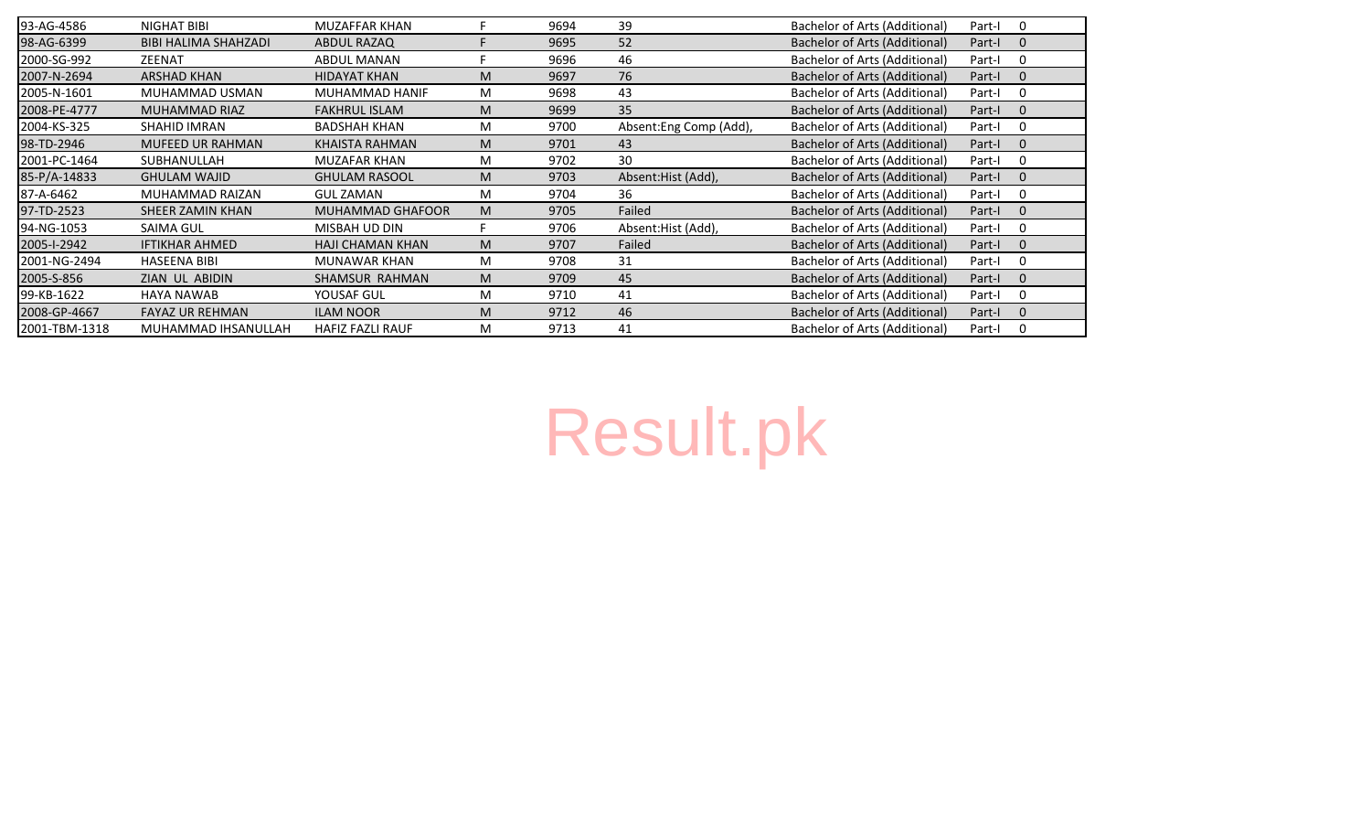| | | | | | | | | |
|---|---|---|---|---|---|---|---|---|
| 93-AG-4586 | NIGHAT BIBI | MUZAFFAR KHAN | F | 9694 | 39 | Bachelor of Arts (Additional) | Part-I | 0 |
| 98-AG-6399 | BIBI HALIMA SHAHZADI | ABDUL RAZAQ | F | 9695 | 52 | Bachelor of Arts (Additional) | Part-I | 0 |
| 2000-SG-992 | ZEENAT | ABDUL MANAN | F | 9696 | 46 | Bachelor of Arts (Additional) | Part-I | 0 |
| 2007-N-2694 | ARSHAD KHAN | HIDAYAT KHAN | M | 9697 | 76 | Bachelor of Arts (Additional) | Part-I | 0 |
| 2005-N-1601 | MUHAMMAD USMAN | MUHAMMAD HANIF | M | 9698 | 43 | Bachelor of Arts (Additional) | Part-I | 0 |
| 2008-PE-4777 | MUHAMMAD RIAZ | FAKHRUL ISLAM | M | 9699 | 35 | Bachelor of Arts (Additional) | Part-I | 0 |
| 2004-KS-325 | SHAHID IMRAN | BADSHAH KHAN | M | 9700 | Absent:Eng Comp (Add), | Bachelor of Arts (Additional) | Part-I | 0 |
| 98-TD-2946 | MUFEED UR RAHMAN | KHAISTA RAHMAN | M | 9701 | 43 | Bachelor of Arts (Additional) | Part-I | 0 |
| 2001-PC-1464 | SUBHANULLAH | MUZAFAR KHAN | M | 9702 | 30 | Bachelor of Arts (Additional) | Part-I | 0 |
| 85-P/A-14833 | GHULAM WAJID | GHULAM RASOOL | M | 9703 | Absent:Hist (Add), | Bachelor of Arts (Additional) | Part-I | 0 |
| 87-A-6462 | MUHAMMAD RAIZAN | GUL ZAMAN | M | 9704 | 36 | Bachelor of Arts (Additional) | Part-I | 0 |
| 97-TD-2523 | SHEER ZAMIN KHAN | MUHAMMAD GHAFOOR | M | 9705 | Failed | Bachelor of Arts (Additional) | Part-I | 0 |
| 94-NG-1053 | SAIMA GUL | MISBAH UD DIN | F | 9706 | Absent:Hist (Add), | Bachelor of Arts (Additional) | Part-I | 0 |
| 2005-I-2942 | IFTIKHAR AHMED | HAJI CHAMAN KHAN | M | 9707 | Failed | Bachelor of Arts (Additional) | Part-I | 0 |
| 2001-NG-2494 | HASEENA BIBI | MUNAWAR KHAN | M | 9708 | 31 | Bachelor of Arts (Additional) | Part-I | 0 |
| 2005-S-856 | ZIAN UL ABIDIN | SHAMSUR RAHMAN | M | 9709 | 45 | Bachelor of Arts (Additional) | Part-I | 0 |
| 99-KB-1622 | HAYA NAWAB | YOUSAF GUL | M | 9710 | 41 | Bachelor of Arts (Additional) | Part-I | 0 |
| 2008-GP-4667 | FAYAZ UR REHMAN | ILAM NOOR | M | 9712 | 46 | Bachelor of Arts (Additional) | Part-I | 0 |
| 2001-TBM-1318 | MUHAMMAD IHSANULLAH | HAFIZ FAZLI RAUF | M | 9713 | 41 | Bachelor of Arts (Additional) | Part-I | 0 |